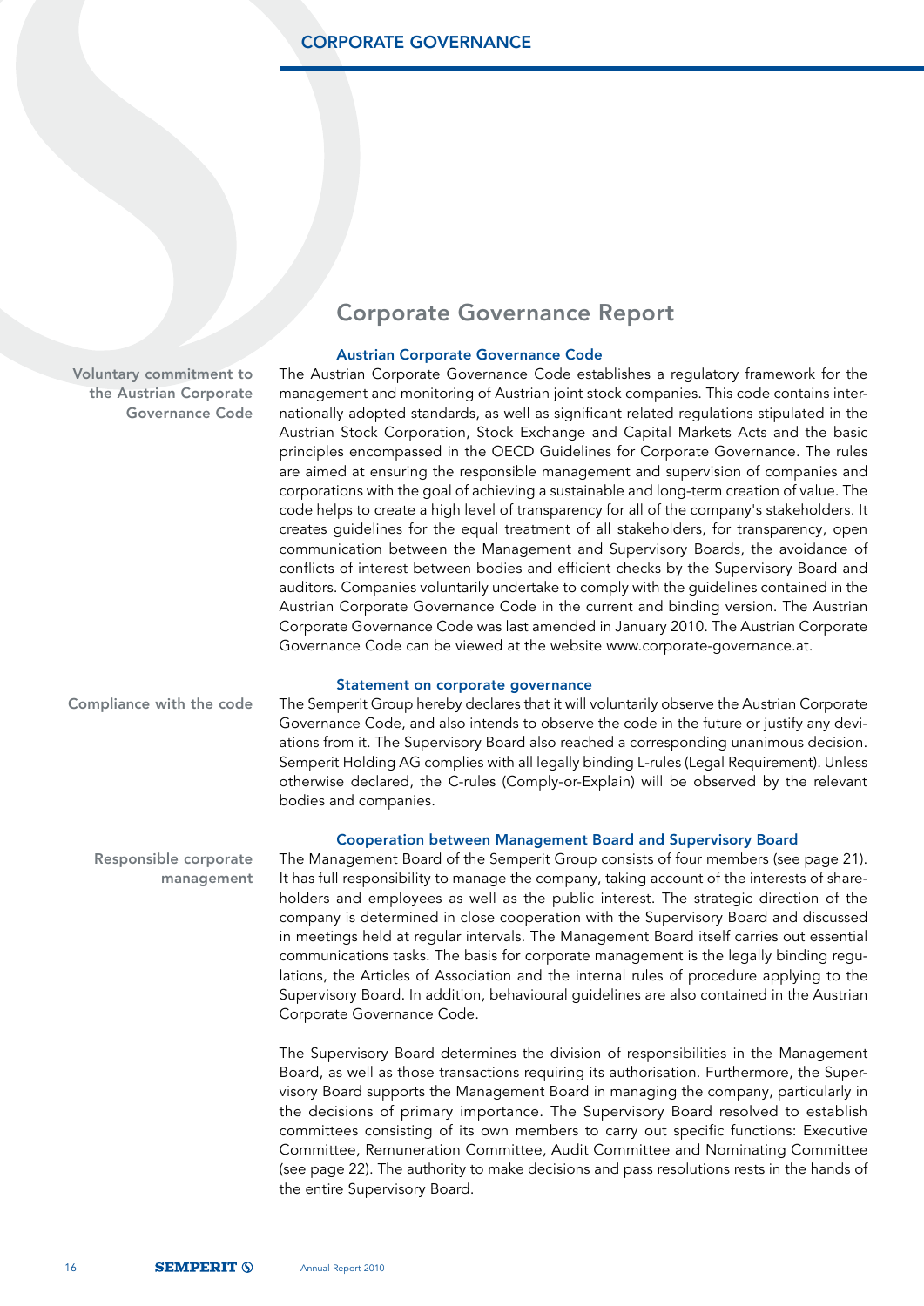# Corporate Governance Report

## Austrian Corporate Governance Code

**Voluntary commitment to the Austrian Corporate Governance Code**

The Austrian Corporate Governance Code establishes a regulatory framework for the management and monitoring of Austrian joint stock companies. This code contains internationally adopted standards, as well as significant related regulations stipulated in the Austrian Stock Corporation, Stock Exchange and Capital Markets Acts and the basic principles encompassed in the OECD Guidelines for Corporate Governance. The rules are aimed at ensuring the responsible management and supervision of companies and corporations with the goal of achieving a sustainable and long-term creation of value. The code helps to create a high level of transparency for all of the company's stakeholders. It creates guidelines for the equal treatment of all stakeholders, for transparency, open communication between the Management and Supervisory Boards, the avoidance of conflicts of interest between bodies and efficient checks by the Supervisory Board and auditors. Companies voluntarily undertake to comply with the guidelines contained in the Austrian Corporate Governance Code in the current and binding version. The Austrian Corporate Governance Code was last amended in January 2010. The Austrian Corporate Governance Code can be viewed at the website www.corporate-governance.at.

## Statement on corporate governance

**Compliance with the code**

The Semperit Group hereby declares that it will voluntarily observe the Austrian Corporate Governance Code, and also intends to observe the code in the future or justify any deviations from it. The Supervisory Board also reached a corresponding unanimous decision. Semperit Holding AG complies with all legally binding L-rules (Legal Requirement). Unless otherwise declared, the C-rules (Comply-or-Explain) will be observed by the relevant bodies and companies.

## Cooperation between Management Board and Supervisory Board

**Responsible corporate management**

The Management Board of the Semperit Group consists of four members (see page 21). It has full responsibility to manage the company, taking account of the interests of shareholders and employees as well as the public interest. The strategic direction of the company is determined in close cooperation with the Supervisory Board and discussed in meetings held at regular intervals. The Management Board itself carries out essential communications tasks. The basis for corporate management is the legally binding regulations, the Articles of Association and the internal rules of procedure applying to the Supervisory Board. In addition, behavioural guidelines are also contained in the Austrian Corporate Governance Code.

The Supervisory Board determines the division of responsibilities in the Management Board, as well as those transactions requiring its authorisation. Furthermore, the Supervisory Board supports the Management Board in managing the company, particularly in the decisions of primary importance. The Supervisory Board resolved to establish committees consisting of its own members to carry out specific functions: Executive Committee, Remuneration Committee, Audit Committee and Nominating Committee (see page 22). The authority to make decisions and pass resolutions rests in the hands of the entire Supervisory Board.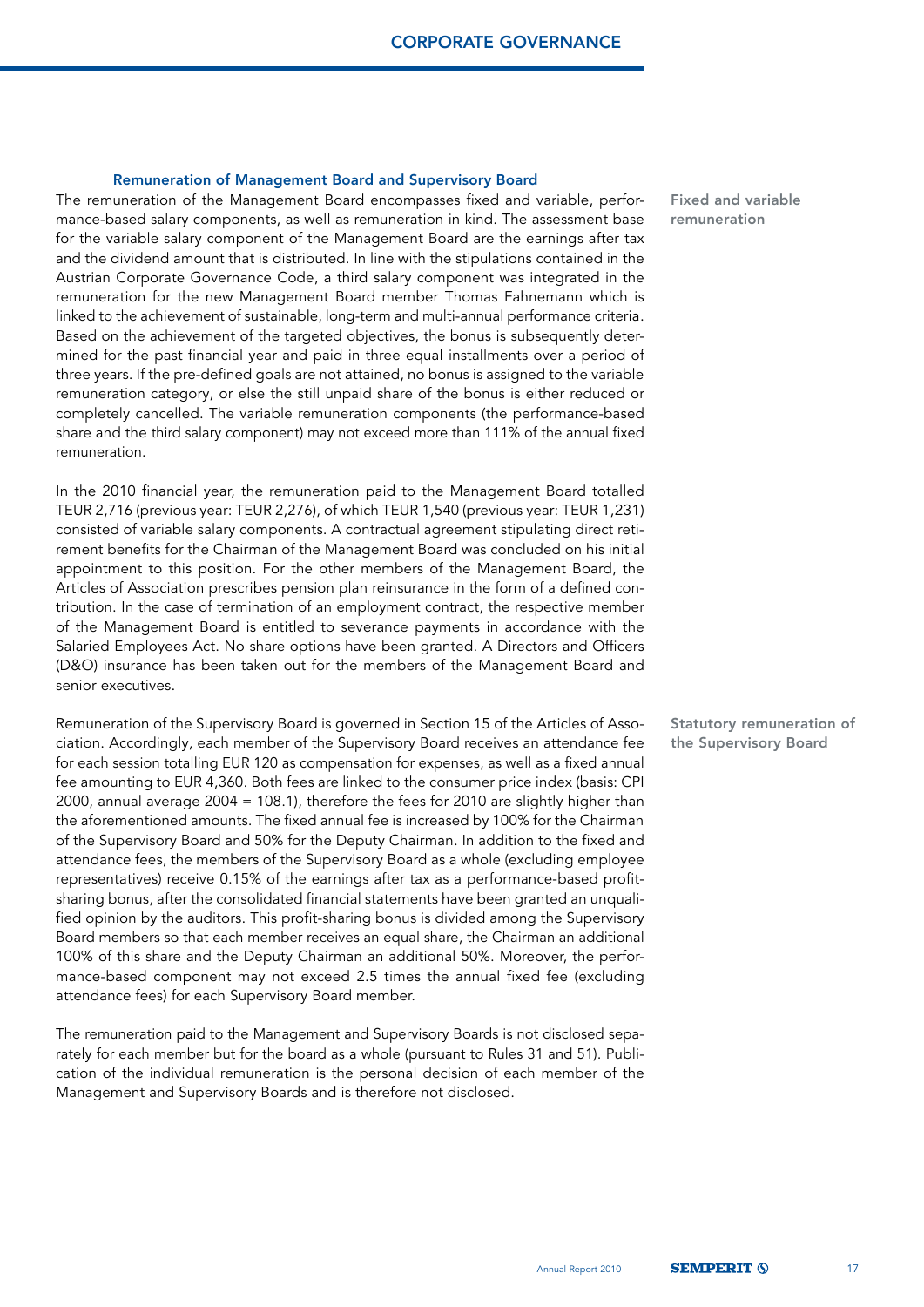## Remuneration of Management Board and Supervisory Board

**Fixed and variable remuneration**

The remuneration of the Management Board encompasses fixed and variable, performance-based salary components, as well as remuneration in kind. The assessment base for the variable salary component of the Management Board are the earnings after tax and the dividend amount that is distributed. In line with the stipulations contained in the Austrian Corporate Governance Code, a third salary component was integrated in the remuneration for the new Management Board member Thomas Fahnemann which is linked to the achievement of sustainable, long-term and multi-annual performance criteria. Based on the achievement of the targeted objectives, the bonus is subsequently determined for the past financial year and paid in three equal installments over a period of three years. If the pre-defined goals are not attained, no bonus is assigned to the variable remuneration category, or else the still unpaid share of the bonus is either reduced or completely cancelled. The variable remuneration components (the performance-based share and the third salary component) may not exceed more than 111% of the annual fixed remuneration.

In the 2010 financial year, the remuneration paid to the Management Board totalled TEUR 2,716 (previous year: TEUR 2,276), of which TEUR 1,540 (previous year: TEUR 1,231) consisted of variable salary components. A contractual agreement stipulating direct retirement benefits for the Chairman of the Management Board was concluded on his initial appointment to this position. For the other members of the Management Board, the Articles of Association prescribes pension plan reinsurance in the form of a defined contribution. In the case of termination of an employment contract, the respective member of the Management Board is entitled to severance payments in accordance with the Salaried Employees Act. No share options have been granted. A Directors and Officers (D&O) insurance has been taken out for the members of the Management Board and senior executives.

**Statutory remuneration of the Supervisory Board**

Remuneration of the Supervisory Board is governed in Section 15 of the Articles of Association. Accordingly, each member of the Supervisory Board receives an attendance fee for each session totalling EUR 120 as compensation for expenses, as well as a fixed annual fee amounting to EUR 4,360. Both fees are linked to the consumer price index (basis: CPI 2000, annual average 2004 = 108.1), therefore the fees for 2010 are slightly higher than the aforementioned amounts. The fixed annual fee is increased by 100% for the Chairman of the Supervisory Board and 50% for the Deputy Chairman. In addition to the fixed and attendance fees, the members of the Supervisory Board as a whole (excluding employee representatives) receive 0.15% of the earnings after tax as a performance-based profit-sharing bonus, after the consolidated financial statements have been granted an unqualified opinion by the auditors. This profit-sharing bonus is divided among the Supervisory Board members so that each member receives an equal share, the Chairman an additional 100% of this share and the Deputy Chairman an additional 50%. Moreover, the performance-based component may not exceed 2.5 times the annual fixed fee (excluding attendance fees) for each Supervisory Board member.

The remuneration paid to the Management and Supervisory Boards is not disclosed separately for each member but for the board as a whole (pursuant to Rules 31 and 51). Publication of the individual remuneration is the personal decision of each member of the Management and Supervisory Boards and is therefore not disclosed.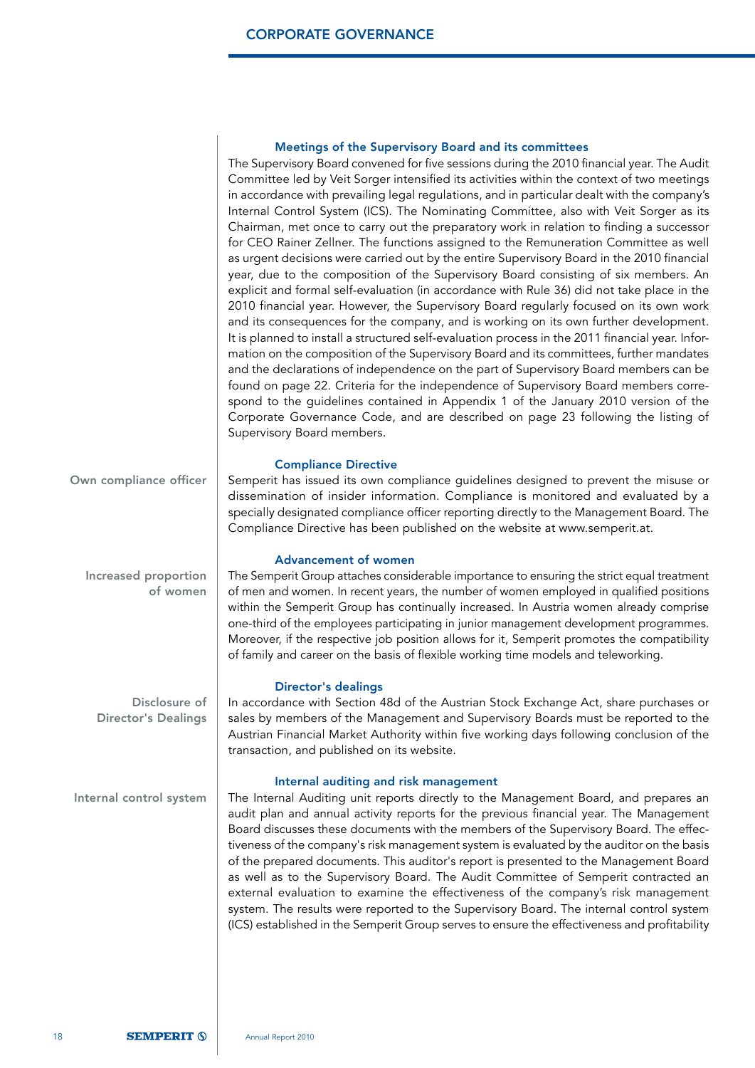### Meetings of the Supervisory Board and its committees

The Supervisory Board convened for five sessions during the 2010 financial year. The Audit Committee led by Veit Sorger intensified its activities within the context of two meetings in accordance with prevailing legal regulations, and in particular dealt with the company's Internal Control System (ICS). The Nominating Committee, also with Veit Sorger as its Chairman, met once to carry out the preparatory work in relation to finding a successor for CEO Rainer Zellner. The functions assigned to the Remuneration Committee as well as urgent decisions were carried out by the entire Supervisory Board in the 2010 financial year, due to the composition of the Supervisory Board consisting of six members. An explicit and formal self-evaluation (in accordance with Rule 36) did not take place in the 2010 financial year. However, the Supervisory Board regularly focused on its own work and its consequences for the company, and is working on its own further development. It is planned to install a structured self-evaluation process in the 2011 financial year. Information on the composition of the Supervisory Board and its committees, further mandates and the declarations of independence on the part of Supervisory Board members can be found on page 22. Criteria for the independence of Supervisory Board members correspond to the guidelines contained in Appendix 1 of the January 2010 version of the Corporate Governance Code, and are described on page 23 following the listing of Supervisory Board members.

### Compliance Directive

Own compliance officer

Semperit has issued its own compliance guidelines designed to prevent the misuse or dissemination of insider information. Compliance is monitored and evaluated by a specially designated compliance officer reporting directly to the Management Board. The Compliance Directive has been published on the website at www.semperit.at.

### Advancement of women

Increased proportion of women

The Semperit Group attaches considerable importance to ensuring the strict equal treatment of men and women. In recent years, the number of women employed in qualified positions within the Semperit Group has continually increased. In Austria women already comprise one-third of the employees participating in junior management development programmes. Moreover, if the respective job position allows for it, Semperit promotes the compatibility of family and career on the basis of flexible working time models and teleworking.

### Director's dealings

Disclosure of Director's Dealings

In accordance with Section 48d of the Austrian Stock Exchange Act, share purchases or sales by members of the Management and Supervisory Boards must be reported to the Austrian Financial Market Authority within five working days following conclusion of the transaction, and published on its website.

### Internal auditing and risk management

Internal control system

The Internal Auditing unit reports directly to the Management Board, and prepares an audit plan and annual activity reports for the previous financial year. The Management Board discusses these documents with the members of the Supervisory Board. The effectiveness of the company's risk management system is evaluated by the auditor on the basis of the prepared documents. This auditor's report is presented to the Management Board as well as to the Supervisory Board. The Audit Committee of Semperit contracted an external evaluation to examine the effectiveness of the company's risk management system. The results were reported to the Supervisory Board. The internal control system (ICS) established in the Semperit Group serves to ensure the effectiveness and profitability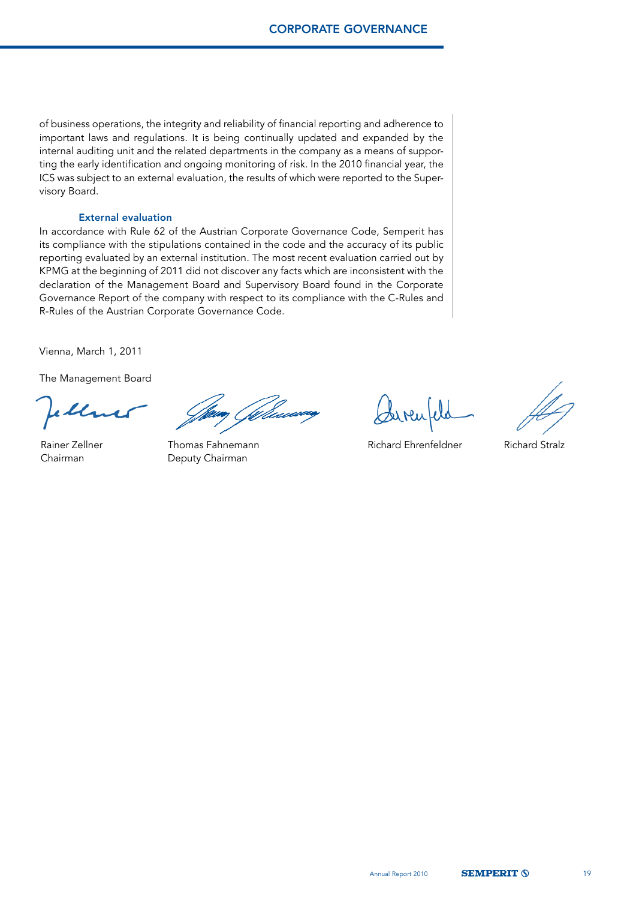of business operations, the integrity and reliability of financial reporting and adherence to important laws and regulations. It is being continually updated and expanded by the internal auditing unit and the related departments in the company as a means of supporting the early identification and ongoing monitoring of risk. In the 2010 financial year, the ICS was subject to an external evaluation, the results of which were reported to the Supervisory Board.

### External evaluation

In accordance with Rule 62 of the Austrian Corporate Governance Code, Semperit has its compliance with the stipulations contained in the code and the accuracy of its public reporting evaluated by an external institution. The most recent evaluation carried out by KPMG at the beginning of 2011 did not discover any facts which are inconsistent with the declaration of the Management Board and Supervisory Board found in the Corporate Governance Report of the company with respect to its compliance with the C-Rules and R-Rules of the Austrian Corporate Governance Code.

Vienna, March 1, 2011

The Management Board

| | | | |
|---|---|---|---|
| Rainer Zellner<br>Chairman | Thomas Fahnemann<br>Deputy Chairman | Richard Ehrenfeldner | Richard Stralz |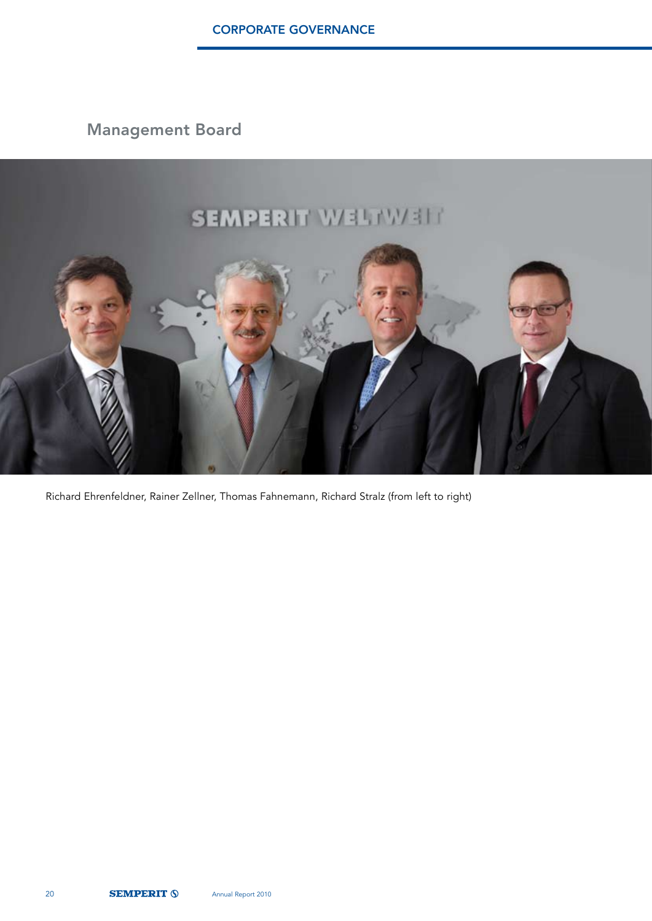## Management Board

Richard Ehrenfeldner, Rainer Zellner, Thomas Fahnemann, Richard Stralz (from left to right)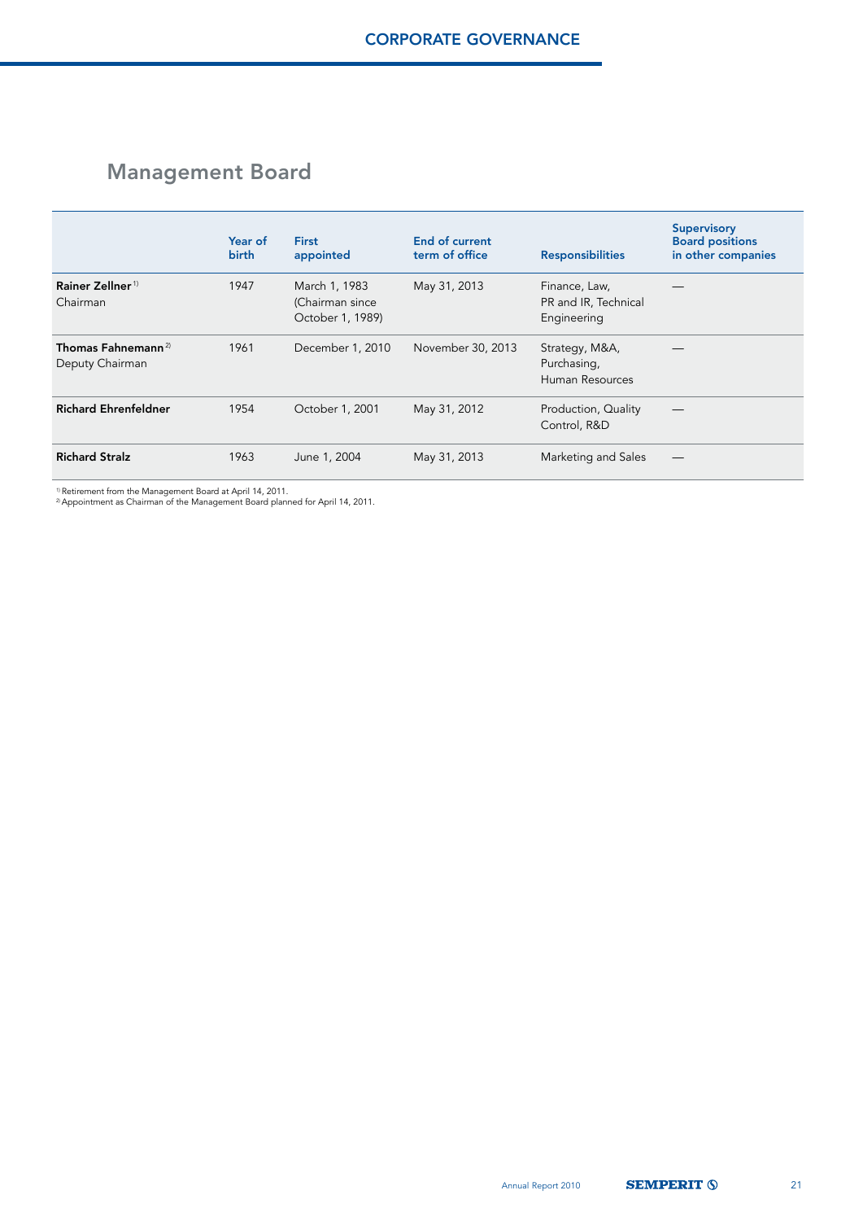## Management Board

| | Year of birth | First appointed | End of current term of office | Responsibilities | Supervisory Board positions in other companies |
|---|---|---|---|---|---|
| **Rainer Zellner** [1] Chairman | 1947 | March 1, 1983 (Chairman since October 1, 1989) | May 31, 2013 | Finance, Law, PR and IR, Technical Engineering | — |
| **Thomas Fahnemann** [2] Deputy Chairman | 1961 | December 1, 2010 | November 30, 2013 | Strategy, M&A, Purchasing, Human Resources | — |
| **Richard Ehrenfeldner** | 1954 | October 1, 2001 | May 31, 2012 | Production, Quality Control, R&D | — |
| **Richard Stralz** | 1963 | June 1, 2004 | May 31, 2013 | Marketing and Sales | — |

[1] Retirement from the Management Board at April 14, 2011.
[2] Appointment as Chairman of the Management Board planned for April 14, 2011.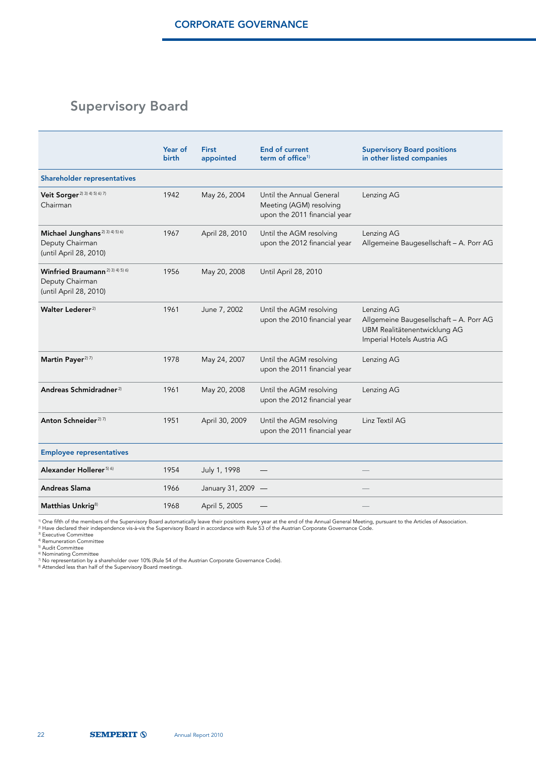## Supervisory Board

| | Year of birth | First appointed | End of current term of office[1] | Supervisory Board positions in other listed companies |
|---|---|---|---|---|
| **Shareholder representatives** | | | | |
| **Veit Sorger**[2) 3) 4) 5) 6) 7)] Chairman | 1942 | May 26, 2004 | Until the Annual General Meeting (AGM) resolving upon the 2011 financial year | Lenzing AG |
| **Michael Junghans**[2) 3) 4) 5) 6)] Deputy Chairman (until April 28, 2010) | 1967 | April 28, 2010 | Until the AGM resolving upon the 2012 financial year | Lenzing AG<br>Allgemeine Baugesellschaft – A. Porr AG |
| **Winfried Braumann**[2) 3) 4) 5) 6)] Deputy Chairman (until April 28, 2010) | 1956 | May 20, 2008 | Until April 28, 2010 | |
| **Walter Lederer**[2)] | 1961 | June 7, 2002 | Until the AGM resolving upon the 2010 financial year | Lenzing AG<br>Allgemeine Baugesellschaft – A. Porr AG<br>UBM Realitätenentwicklung AG<br>Imperial Hotels Austria AG |
| **Martin Payer**[2) 7)] | 1978 | May 24, 2007 | Until the AGM resolving upon the 2011 financial year | Lenzing AG |
| **Andreas Schmidradner**[2)] | 1961 | May 20, 2008 | Until the AGM resolving upon the 2012 financial year | Lenzing AG |
| **Anton Schneider**[2) 7)] | 1951 | April 30, 2009 | Until the AGM resolving upon the 2011 financial year | Linz Textil AG |
| **Employee representatives** | | | | |
| **Alexander Hollerer**[5) 6)] | 1954 | July 1, 1998 | — | — |
| **Andreas Slama** | 1966 | January 31, 2009 | — | — |
| **Matthias Unkrig**[8)] | 1968 | April 5, 2005 | — | — |

1) One fifth of the members of the Supervisory Board automatically leave their positions every year at the end of the Annual General Meeting, pursuant to the Articles of Association.
2) Have declared their independence vis-à-vis the Supervisory Board in accordance with Rule 53 of the Austrian Corporate Governance Code.
3) Executive Committee
4) Remuneration Committee
5) Audit Committee
6) Nominating Committee
7) No representation by a shareholder over 10% (Rule 54 of the Austrian Corporate Governance Code).
8) Attended less than half of the Supervisory Board meetings.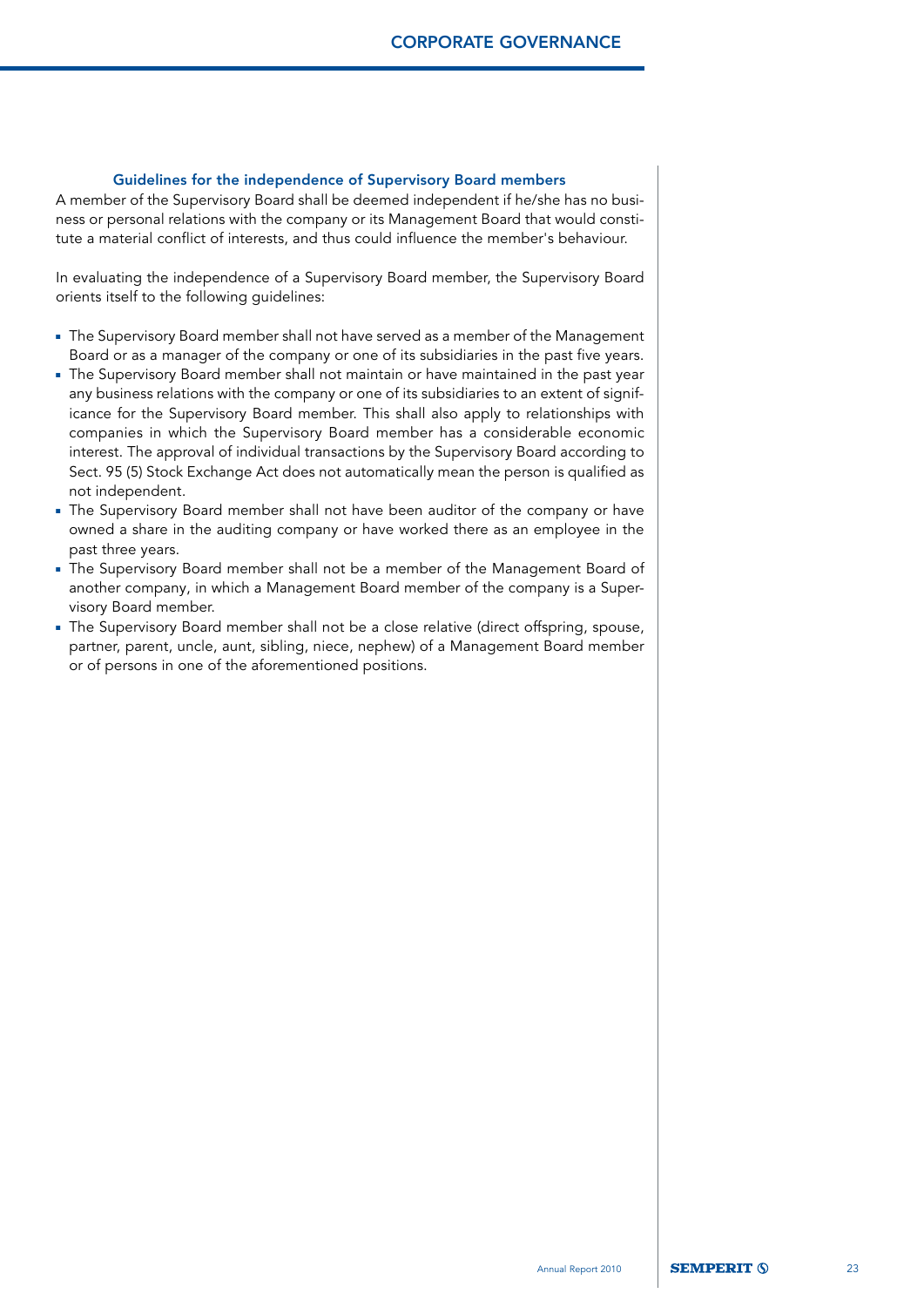### Guidelines for the independence of Supervisory Board members

A member of the Supervisory Board shall be deemed independent if he/she has no business or personal relations with the company or its Management Board that would constitute a material conflict of interests, and thus could influence the member's behaviour.

In evaluating the independence of a Supervisory Board member, the Supervisory Board orients itself to the following guidelines:

- The Supervisory Board member shall not have served as a member of the Management Board or as a manager of the company or one of its subsidiaries in the past five years.
- The Supervisory Board member shall not maintain or have maintained in the past year any business relations with the company or one of its subsidiaries to an extent of significance for the Supervisory Board member. This shall also apply to relationships with companies in which the Supervisory Board member has a considerable economic interest. The approval of individual transactions by the Supervisory Board according to Sect. 95 (5) Stock Exchange Act does not automatically mean the person is qualified as not independent.
- The Supervisory Board member shall not have been auditor of the company or have owned a share in the auditing company or have worked there as an employee in the past three years.
- The Supervisory Board member shall not be a member of the Management Board of another company, in which a Management Board member of the company is a Supervisory Board member.
- The Supervisory Board member shall not be a close relative (direct offspring, spouse, partner, parent, uncle, aunt, sibling, niece, nephew) of a Management Board member or of persons in one of the aforementioned positions.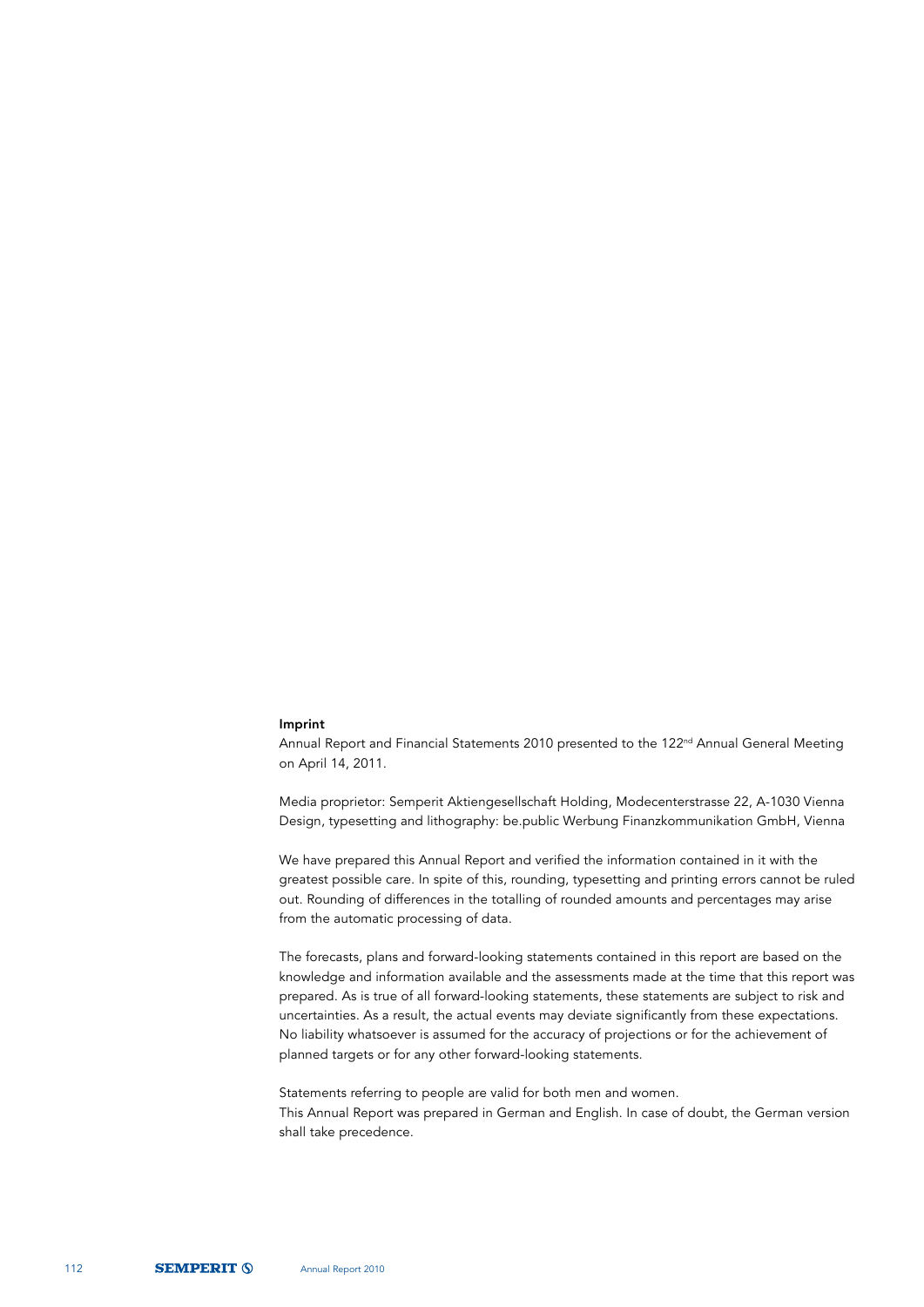**Imprint**

Annual Report and Financial Statements 2010 presented to the 122nd Annual General Meeting on April 14, 2011.

Media proprietor: Semperit Aktiengesellschaft Holding, Modecenterstrasse 22, A-1030 Vienna
Design, typesetting and lithography: be.public Werbung Finanzkommunikation GmbH, Vienna

We have prepared this Annual Report and verified the information contained in it with the greatest possible care. In spite of this, rounding, typesetting and printing errors cannot be ruled out. Rounding of differences in the totalling of rounded amounts and percentages may arise from the automatic processing of data.

The forecasts, plans and forward-looking statements contained in this report are based on the knowledge and information available and the assessments made at the time that this report was prepared. As is true of all forward-looking statements, these statements are subject to risk and uncertainties. As a result, the actual events may deviate significantly from these expectations. No liability whatsoever is assumed for the accuracy of projections or for the achievement of planned targets or for any other forward-looking statements.

Statements referring to people are valid for both men and women.
This Annual Report was prepared in German and English. In case of doubt, the German version shall take precedence.